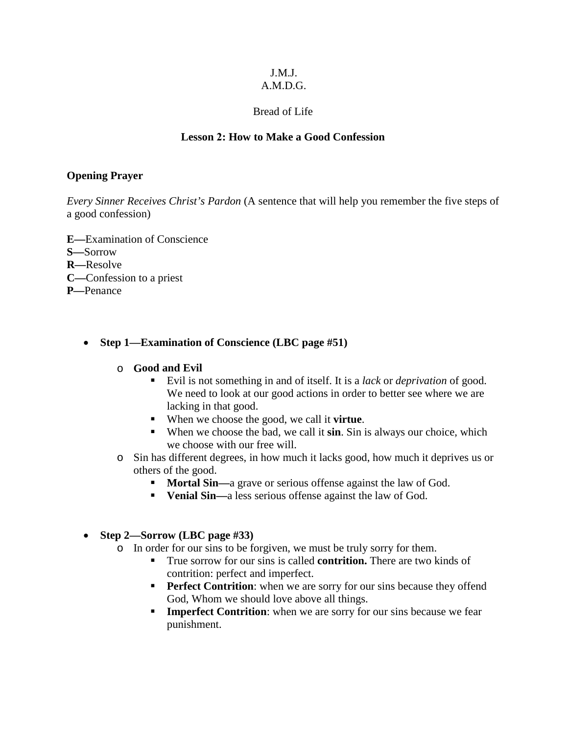J.M.J.
A.M.D.G.

Bread of Life

**Lesson 2: How to Make a Good Confession**

**Opening Prayer**

*Every Sinner Receives Christ's Pardon* (A sentence that will help you remember the five steps of a good confession)

**E—**Examination of Conscience
**S—**Sorrow
**R—**Resolve
**C—**Confession to a priest
**P—**Penance

- **Step 1—Examination of Conscience (LBC page #51)**
  - **Good and Evil**
    - Evil is not something in and of itself. It is a *lack* or *deprivation* of good. We need to look at our good actions in order to better see where we are lacking in that good.
    - When we choose the good, we call it **virtue**.
    - When we choose the bad, we call it **sin**. Sin is always our choice, which we choose with our free will.
  - Sin has different degrees, in how much it lacks good, how much it deprives us or others of the good.
    - **Mortal Sin—**a grave or serious offense against the law of God.
    - **Venial Sin—**a less serious offense against the law of God.

- **Step 2—Sorrow (LBC page #33)**
  - In order for our sins to be forgiven, we must be truly sorry for them.
    - True sorrow for our sins is called **contrition.** There are two kinds of contrition: perfect and imperfect.
    - **Perfect Contrition**: when we are sorry for our sins because they offend God, Whom we should love above all things.
    - **Imperfect Contrition**: when we are sorry for our sins because we fear punishment.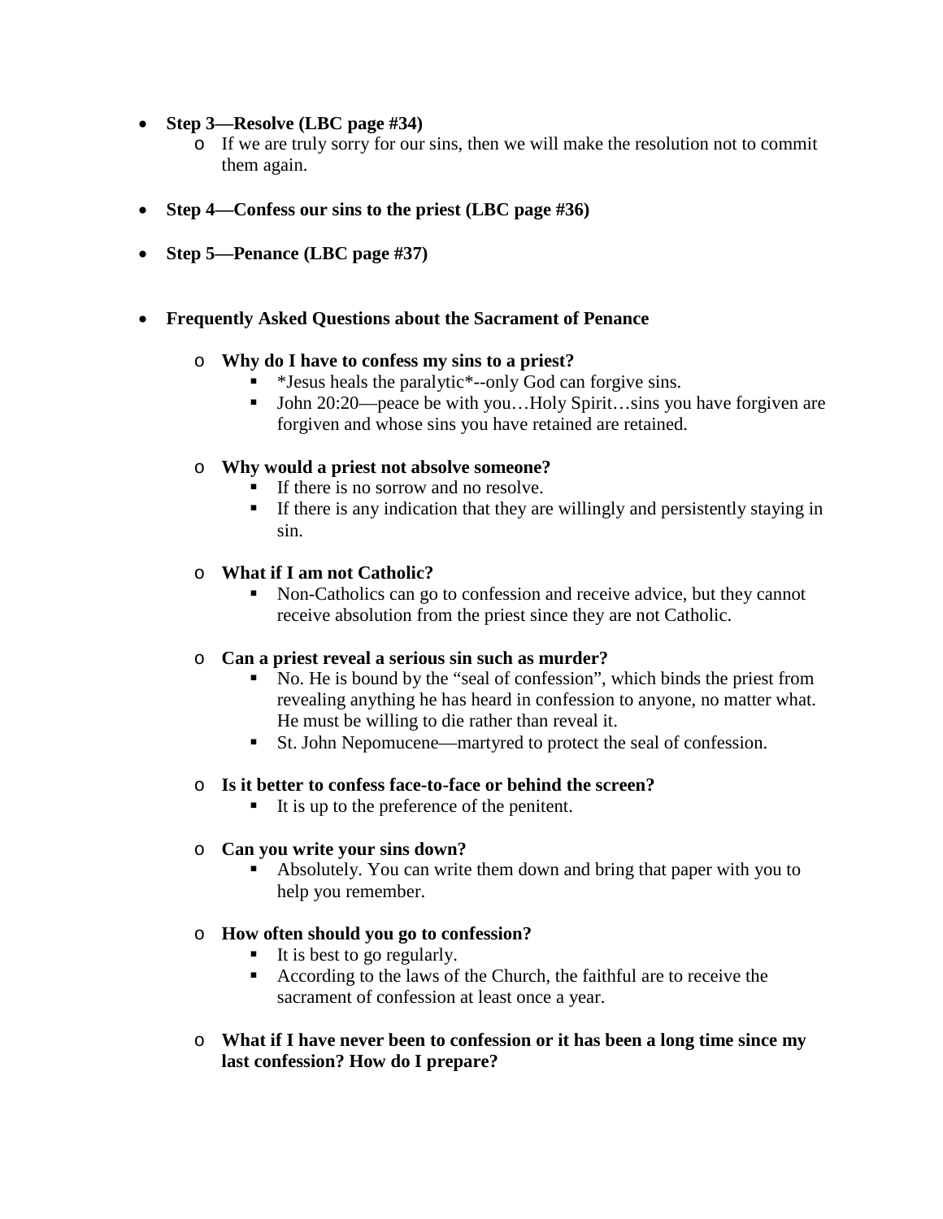- **Step 3—Resolve (LBC page #34)**
  - If we are truly sorry for our sins, then we will make the resolution not to commit them again.

- **Step 4—Confess our sins to the priest (LBC page #36)**

- **Step 5—Penance (LBC page #37)**

- **Frequently Asked Questions about the Sacrament of Penance**

  - **Why do I have to confess my sins to a priest?**
    - *Jesus heals the paralytic*--only God can forgive sins.
    - John 20:20—peace be with you…Holy Spirit…sins you have forgiven are forgiven and whose sins you have retained are retained.

  - **Why would a priest not absolve someone?**
    - If there is no sorrow and no resolve.
    - If there is any indication that they are willingly and persistently staying in sin.

  - **What if I am not Catholic?**
    - Non-Catholics can go to confession and receive advice, but they cannot receive absolution from the priest since they are not Catholic.

  - **Can a priest reveal a serious sin such as murder?**
    - No. He is bound by the "seal of confession", which binds the priest from revealing anything he has heard in confession to anyone, no matter what. He must be willing to die rather than reveal it.
    - St. John Nepomucene—martyred to protect the seal of confession.

  - **Is it better to confess face-to-face or behind the screen?**
    - It is up to the preference of the penitent.

  - **Can you write your sins down?**
    - Absolutely. You can write them down and bring that paper with you to help you remember.

  - **How often should you go to confession?**
    - It is best to go regularly.
    - According to the laws of the Church, the faithful are to receive the sacrament of confession at least once a year.

  - **What if I have never been to confession or it has been a long time since my last confession? How do I prepare?**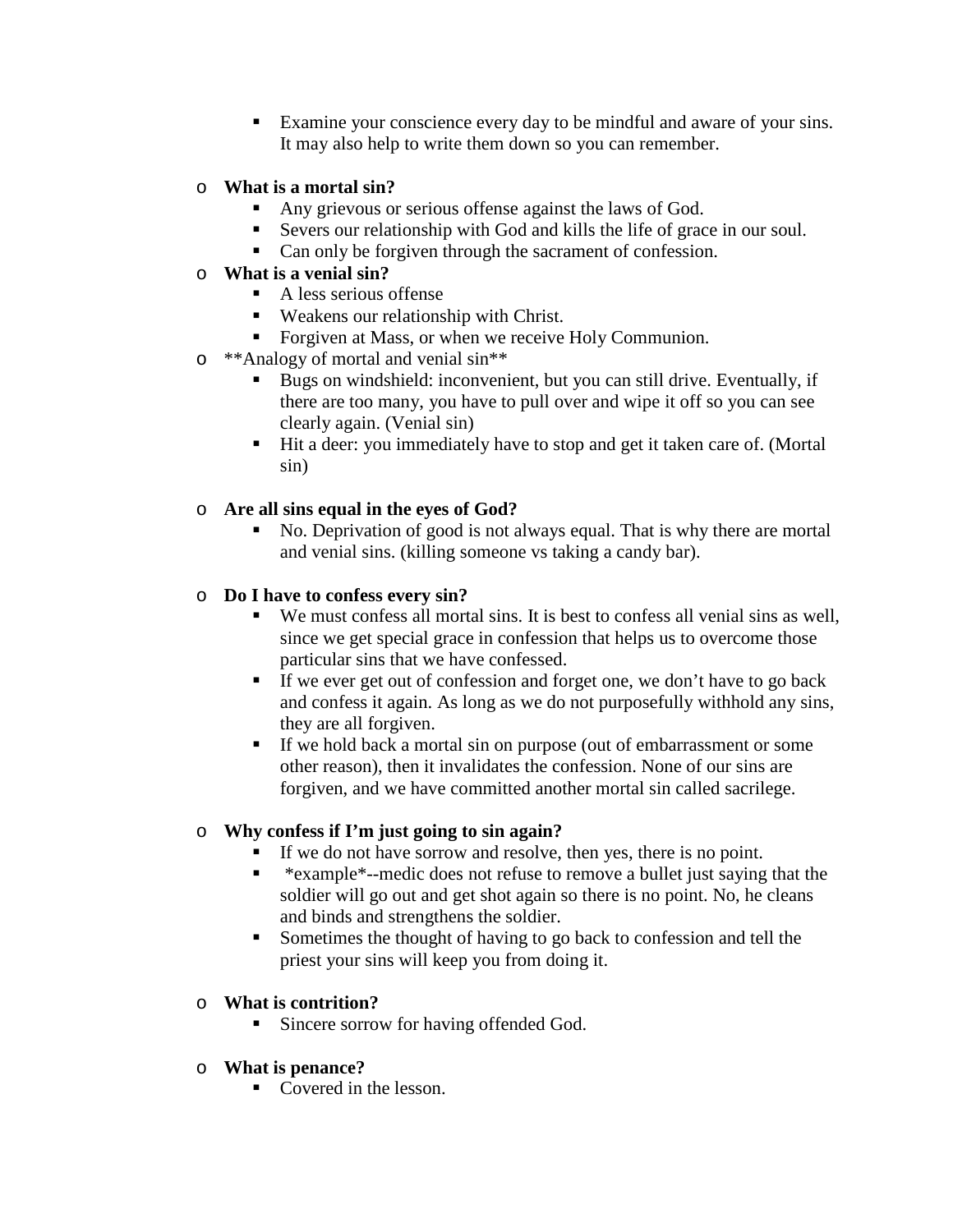- Examine your conscience every day to be mindful and aware of your sins. It may also help to write them down so you can remember.

- **What is a mortal sin?**
    - Any grievous or serious offense against the laws of God.
    - Severs our relationship with God and kills the life of grace in our soul.
    - Can only be forgiven through the sacrament of confession.
- **What is a venial sin?**
    - A less serious offense
    - Weakens our relationship with Christ.
    - Forgiven at Mass, or when we receive Holy Communion.
- **Analogy of mortal and venial sin**
    - Bugs on windshield: inconvenient, but you can still drive. Eventually, if there are too many, you have to pull over and wipe it off so you can see clearly again. (Venial sin)
    - Hit a deer: you immediately have to stop and get it taken care of. (Mortal sin)

- **Are all sins equal in the eyes of God?**
    - No. Deprivation of good is not always equal. That is why there are mortal and venial sins. (killing someone vs taking a candy bar).

- **Do I have to confess every sin?**
    - We must confess all mortal sins. It is best to confess all venial sins as well, since we get special grace in confession that helps us to overcome those particular sins that we have confessed.
    - If we ever get out of confession and forget one, we don't have to go back and confess it again. As long as we do not purposefully withhold any sins, they are all forgiven.
    - If we hold back a mortal sin on purpose (out of embarrassment or some other reason), then it invalidates the confession. None of our sins are forgiven, and we have committed another mortal sin called sacrilege.

- **Why confess if I'm just going to sin again?**
    - If we do not have sorrow and resolve, then yes, there is no point.
    - *example*--medic does not refuse to remove a bullet just saying that the soldier will go out and get shot again so there is no point. No, he cleans and binds and strengthens the soldier.
    - Sometimes the thought of having to go back to confession and tell the priest your sins will keep you from doing it.

- **What is contrition?**
    - Sincere sorrow for having offended God.

- **What is penance?**
    - Covered in the lesson.